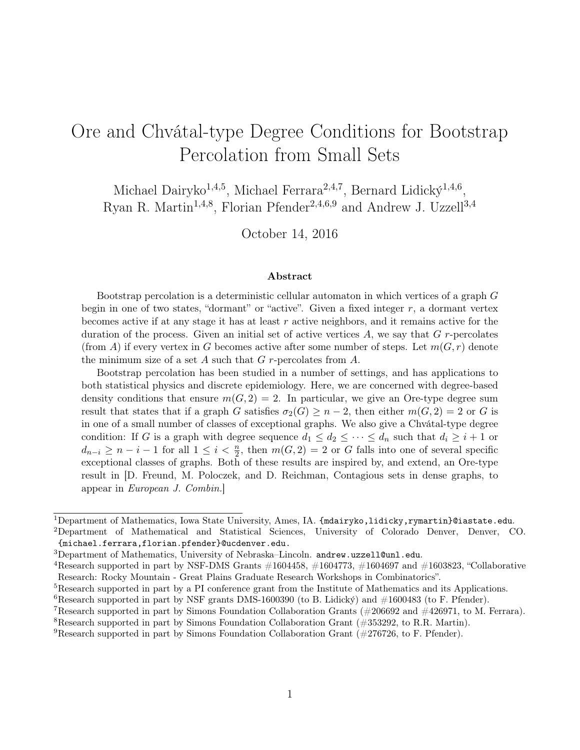# Ore and Chvátal-type Degree Conditions for Bootstrap Percolation from Small Sets

Michael Dairyko[1,4,5], Michael Ferrara[2,4,7], Bernard Lidický[1,4,6], Ryan R. Martin[1,4,8], Florian Pfender[2,4,6,9] and Andrew J. Uzzell[3,4]

October 14, 2016

### Abstract

Bootstrap percolation is a deterministic cellular automaton in which vertices of a graph $G$ begin in one of two states, "dormant" or "active". Given a fixed integer $r$, a dormant vertex becomes active if at any stage it has at least $r$ active neighbors, and it remains active for the duration of the process. Given an initial set of active vertices $A$, we say that $G$ $r$-percolates (from $A$) if every vertex in $G$ becomes active after some number of steps. Let $m(G, r)$ denote the minimum size of a set $A$ such that $G$ $r$-percolates from $A$.

Bootstrap percolation has been studied in a number of settings, and has applications to both statistical physics and discrete epidemiology. Here, we are concerned with degree-based density conditions that ensure $m(G, 2) = 2$. In particular, we give an Ore-type degree sum result that states that if a graph $G$ satisfies $\sigma_2(G) \geq n - 2$, then either $m(G, 2) = 2$ or $G$ is in one of a small number of classes of exceptional graphs. We also give a Chvátal-type degree condition: If $G$ is a graph with degree sequence $d_1 \leq d_2 \leq \cdots \leq d_n$ such that $d_i \geq i + 1$ or $d_{n-i} \geq n - i - 1$ for all $1 \leq i < \frac{n}{2}$, then $m(G, 2) = 2$ or $G$ falls into one of several specific exceptional classes of graphs. Both of these results are inspired by, and extend, an Ore-type result in [D. Freund, M. Poloczek, and D. Reichman, Contagious sets in dense graphs, to appear in *European J. Combin.*]

---

[1]Department of Mathematics, Iowa State University, Ames, IA. {mdairyko,lidicky,rymartin}@iastate.edu.
[2]Department of Mathematical and Statistical Sciences, University of Colorado Denver, Denver, CO. {michael.ferrara,florian.pfender}@ucdenver.edu.
[3]Department of Mathematics, University of Nebraska–Lincoln. andrew.uzzell@unl.edu.
[4]Research supported in part by NSF-DMS Grants #1604458, #1604773, #1604697 and #1603823, "Collaborative Research: Rocky Mountain - Great Plains Graduate Research Workshops in Combinatorics".
[5]Research supported in part by a PI conference grant from the Institute of Mathematics and its Applications.
[6]Research supported in part by NSF grants DMS-1600390 (to B. Lidický) and #1600483 (to F. Pfender).
[7]Research supported in part by Simons Foundation Collaboration Grants (#206692 and #426971, to M. Ferrara).
[8]Research supported in part by Simons Foundation Collaboration Grant (#353292, to R.R. Martin).
[9]Research supported in part by Simons Foundation Collaboration Grant (#276726, to F. Pfender).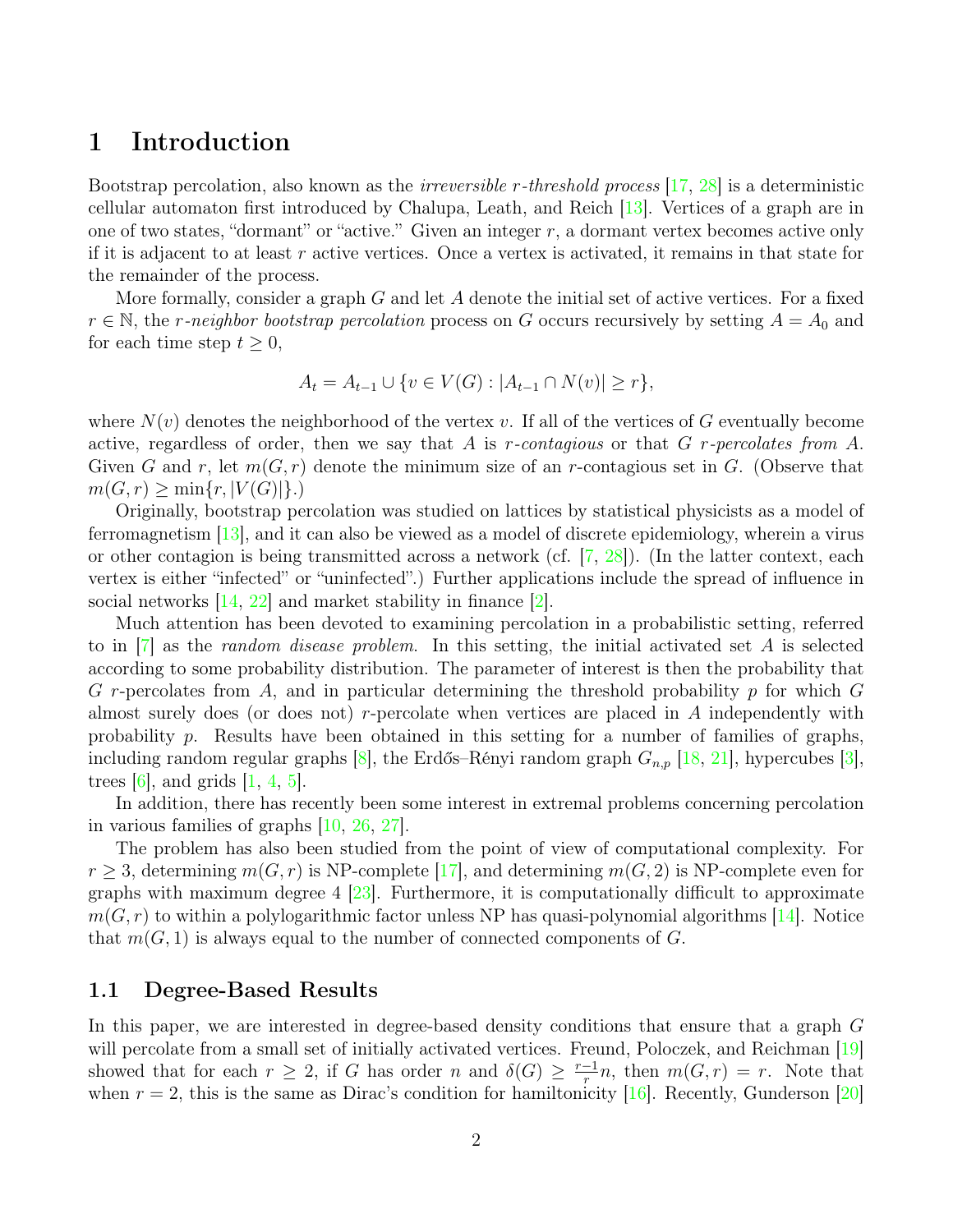# 1 Introduction

Bootstrap percolation, also known as the *irreversible r-threshold process* [17, 28] is a deterministic cellular automaton first introduced by Chalupa, Leath, and Reich [13]. Vertices of a graph are in one of two states, "dormant" or "active." Given an integer $r$, a dormant vertex becomes active only if it is adjacent to at least $r$ active vertices. Once a vertex is activated, it remains in that state for the remainder of the process.

More formally, consider a graph $G$ and let $A$ denote the initial set of active vertices. For a fixed $r \in \mathbb{N}$, the *r-neighbor bootstrap percolation* process on $G$ occurs recursively by setting $A = A_0$ and for each time step $t \geq 0$,

$$A_t = A_{t-1} \cup \{v \in V(G) : |A_{t-1} \cap N(v)| \geq r\},$$

where $N(v)$ denotes the neighborhood of the vertex $v$. If all of the vertices of $G$ eventually become active, regardless of order, then we say that $A$ is *r-contagious* or that *G r-percolates from A*. Given $G$ and $r$, let $m(G, r)$ denote the minimum size of an $r$-contagious set in $G$. (Observe that $m(G, r) \geq \min\{r, |V(G)|\}$.)

Originally, bootstrap percolation was studied on lattices by statistical physicists as a model of ferromagnetism [13], and it can also be viewed as a model of discrete epidemiology, wherein a virus or other contagion is being transmitted across a network (cf. [7, 28]). (In the latter context, each vertex is either "infected" or "uninfected".) Further applications include the spread of influence in social networks [14, 22] and market stability in finance [2].

Much attention has been devoted to examining percolation in a probabilistic setting, referred to in [7] as the *random disease problem*. In this setting, the initial activated set $A$ is selected according to some probability distribution. The parameter of interest is then the probability that $G$ $r$-percolates from $A$, and in particular determining the threshold probability $p$ for which $G$ almost surely does (or does not) $r$-percolate when vertices are placed in $A$ independently with probability $p$. Results have been obtained in this setting for a number of families of graphs, including random regular graphs [8], the Erdős–Rényi random graph $G_{n,p}$ [18, 21], hypercubes [3], trees [6], and grids [1, 4, 5].

In addition, there has recently been some interest in extremal problems concerning percolation in various families of graphs [10, 26, 27].

The problem has also been studied from the point of view of computational complexity. For $r \geq 3$, determining $m(G, r)$ is NP-complete [17], and determining $m(G, 2)$ is NP-complete even for graphs with maximum degree 4 [23]. Furthermore, it is computationally difficult to approximate $m(G, r)$ to within a polylogarithmic factor unless NP has quasi-polynomial algorithms [14]. Notice that $m(G, 1)$ is always equal to the number of connected components of $G$.

## 1.1 Degree-Based Results

In this paper, we are interested in degree-based density conditions that ensure that a graph $G$ will percolate from a small set of initially activated vertices. Freund, Poloczek, and Reichman [19] showed that for each $r \geq 2$, if $G$ has order $n$ and $\delta(G) \geq \frac{r-1}{r}n$, then $m(G, r) = r$. Note that when $r = 2$, this is the same as Dirac's condition for hamiltonicity [16]. Recently, Gunderson [20]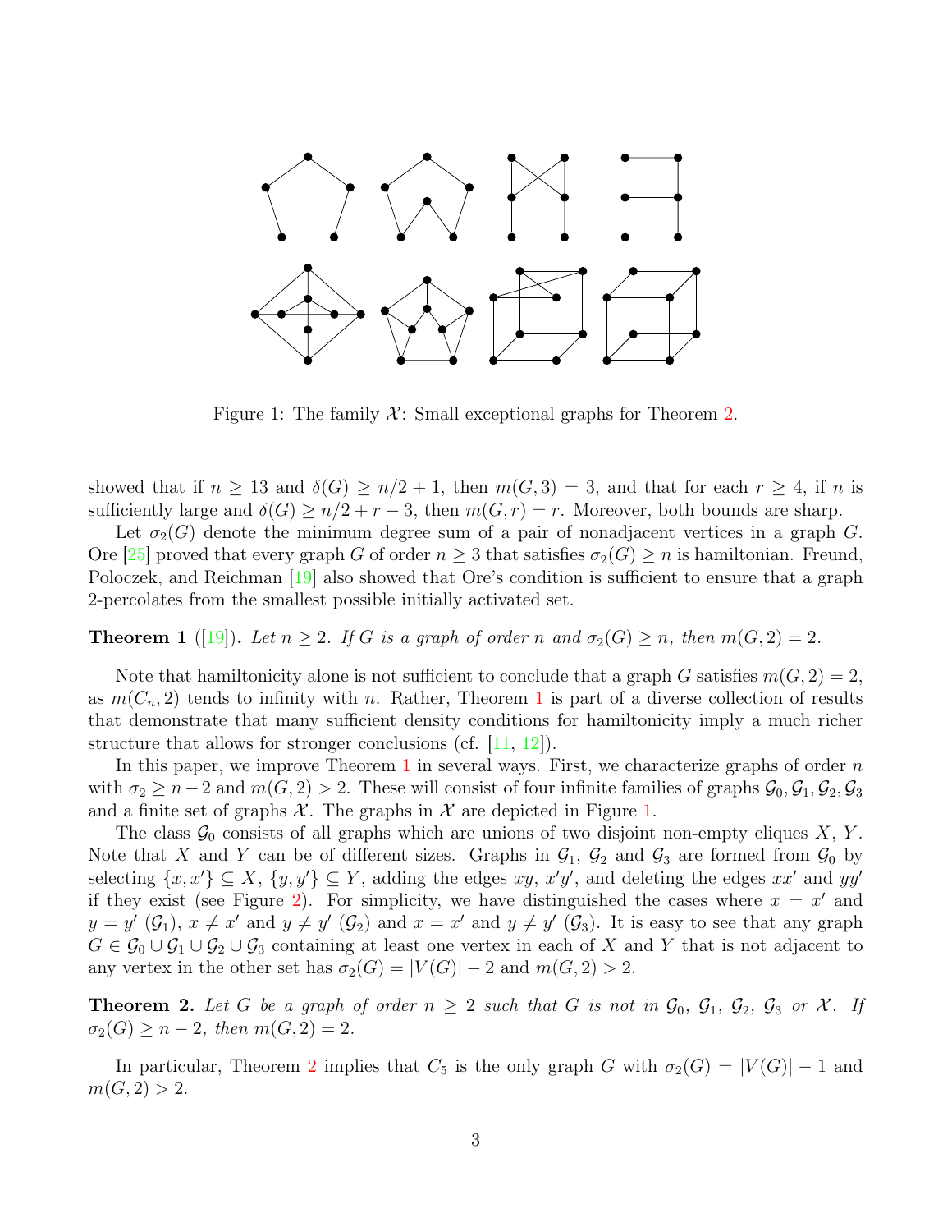Figure 1: The family $\mathcal{X}$: Small exceptional graphs for Theorem 2.

showed that if $n \geq 13$ and $\delta(G) \geq n/2+1$, then $m(G,3) = 3$, and that for each $r \geq 4$, if $n$ is sufficiently large and $\delta(G) \geq n/2 + r - 3$, then $m(G,r) = r$. Moreover, both bounds are sharp.

Let $\sigma_2(G)$ denote the minimum degree sum of a pair of nonadjacent vertices in a graph $G$. Ore [25] proved that every graph $G$ of order $n \geq 3$ that satisfies $\sigma_2(G) \geq n$ is hamiltonian. Freund, Poloczek, and Reichman [19] also showed that Ore's condition is sufficient to ensure that a graph 2-percolates from the smallest possible initially activated set.

**Theorem 1** ([19])**.** *Let $n \geq 2$. If $G$ is a graph of order $n$ and $\sigma_2(G) \geq n$, then $m(G,2) = 2$.*

Note that hamiltonicity alone is not sufficient to conclude that a graph $G$ satisfies $m(G,2) = 2$, as $m(C_n, 2)$ tends to infinity with $n$. Rather, Theorem 1 is part of a diverse collection of results that demonstrate that many sufficient density conditions for hamiltonicity imply a much richer structure that allows for stronger conclusions (cf. [11, 12]).

In this paper, we improve Theorem 1 in several ways. First, we characterize graphs of order $n$ with $\sigma_2 \geq n-2$ and $m(G,2) > 2$. These will consist of four infinite families of graphs $\mathcal{G}_0, \mathcal{G}_1, \mathcal{G}_2, \mathcal{G}_3$ and a finite set of graphs $\mathcal{X}$. The graphs in $\mathcal{X}$ are depicted in Figure 1.

The class $\mathcal{G}_0$ consists of all graphs which are unions of two disjoint non-empty cliques $X$, $Y$. Note that $X$ and $Y$ can be of different sizes. Graphs in $\mathcal{G}_1$, $\mathcal{G}_2$ and $\mathcal{G}_3$ are formed from $\mathcal{G}_0$ by selecting $\{x, x'\} \subseteq X$, $\{y, y'\} \subseteq Y$, adding the edges $xy$, $x'y'$, and deleting the edges $xx'$ and $yy'$ if they exist (see Figure 2). For simplicity, we have distinguished the cases where $x = x'$ and $y = y'$ ($\mathcal{G}_1$), $x \neq x'$ and $y \neq y'$ ($\mathcal{G}_2$) and $x = x'$ and $y \neq y'$ ($\mathcal{G}_3$). It is easy to see that any graph $G \in \mathcal{G}_0 \cup \mathcal{G}_1 \cup \mathcal{G}_2 \cup \mathcal{G}_3$ containing at least one vertex in each of $X$ and $Y$ that is not adjacent to any vertex in the other set has $\sigma_2(G) = |V(G)| - 2$ and $m(G,2) > 2$.

**Theorem 2.** *Let $G$ be a graph of order $n \geq 2$ such that $G$ is not in $\mathcal{G}_0$, $\mathcal{G}_1$, $\mathcal{G}_2$, $\mathcal{G}_3$ or $\mathcal{X}$. If $\sigma_2(G) \geq n-2$, then $m(G,2) = 2$.*

In particular, Theorem 2 implies that $C_5$ is the only graph $G$ with $\sigma_2(G) = |V(G)| - 1$ and $m(G,2) > 2$.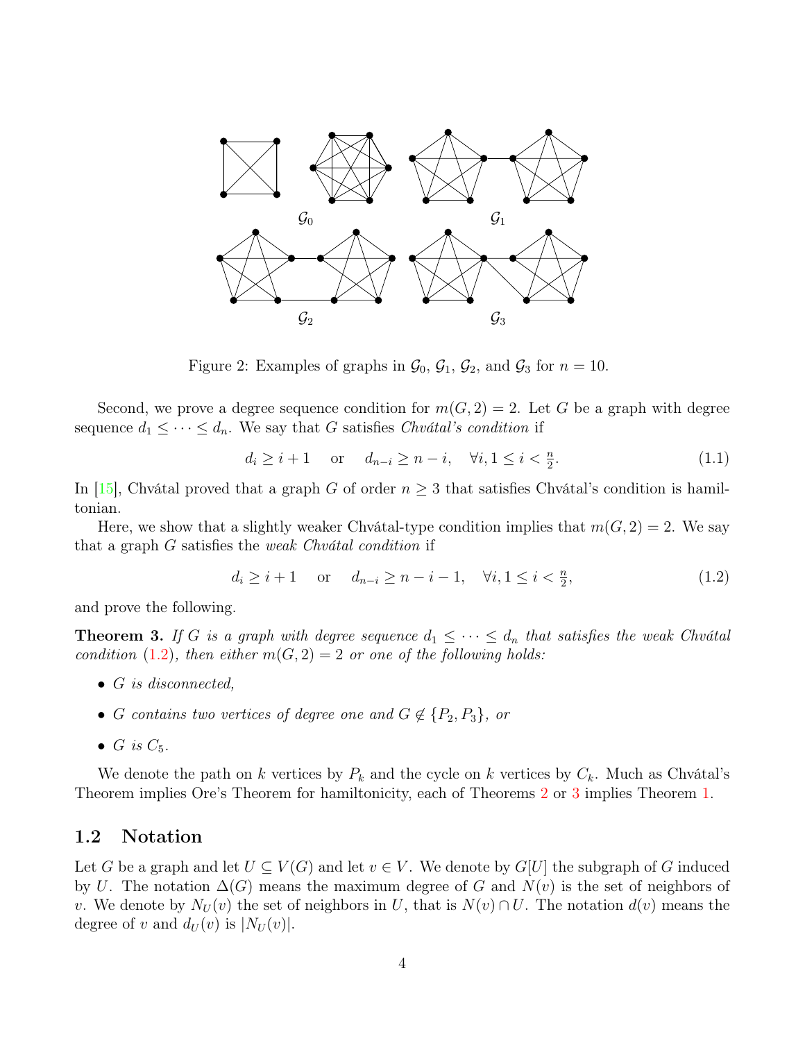Figure 2: Examples of graphs in $\mathcal{G}_0$, $\mathcal{G}_1$, $\mathcal{G}_2$, and $\mathcal{G}_3$ for $n = 10$.

Second, we prove a degree sequence condition for $m(G, 2) = 2$. Let $G$ be a graph with degree sequence $d_1 \leq \cdots \leq d_n$. We say that $G$ satisfies *Chvátal's condition* if

$$d_i \geq i + 1 \quad \text{or} \quad d_{n-i} \geq n - i, \quad \forall i, 1 \leq i < \tfrac{n}{2}. \tag{1.1}$$

In [15], Chvátal proved that a graph $G$ of order $n \geq 3$ that satisfies Chvátal's condition is hamiltonian.

Here, we show that a slightly weaker Chvátal-type condition implies that $m(G, 2) = 2$. We say that a graph $G$ satisfies the *weak Chvátal condition* if

$$d_i \geq i + 1 \quad \text{or} \quad d_{n-i} \geq n - i - 1, \quad \forall i, 1 \leq i < \tfrac{n}{2}, \tag{1.2}$$

and prove the following.

**Theorem 3.** *If $G$ is a graph with degree sequence $d_1 \leq \cdots \leq d_n$ that satisfies the weak Chvátal condition (1.2), then either $m(G, 2) = 2$ or one of the following holds:*

- *$G$ is disconnected,*
- *$G$ contains two vertices of degree one and $G \notin \{P_2, P_3\}$, or*
- *$G$ is $C_5$.*

We denote the path on $k$ vertices by $P_k$ and the cycle on $k$ vertices by $C_k$. Much as Chvátal's Theorem implies Ore's Theorem for hamiltonicity, each of Theorems 2 or 3 implies Theorem 1.

## 1.2 Notation

Let $G$ be a graph and let $U \subseteq V(G)$ and let $v \in V$. We denote by $G[U]$ the subgraph of $G$ induced by $U$. The notation $\Delta(G)$ means the maximum degree of $G$ and $N(v)$ is the set of neighbors of $v$. We denote by $N_U(v)$ the set of neighbors in $U$, that is $N(v) \cap U$. The notation $d(v)$ means the degree of $v$ and $d_U(v)$ is $|N_U(v)|$.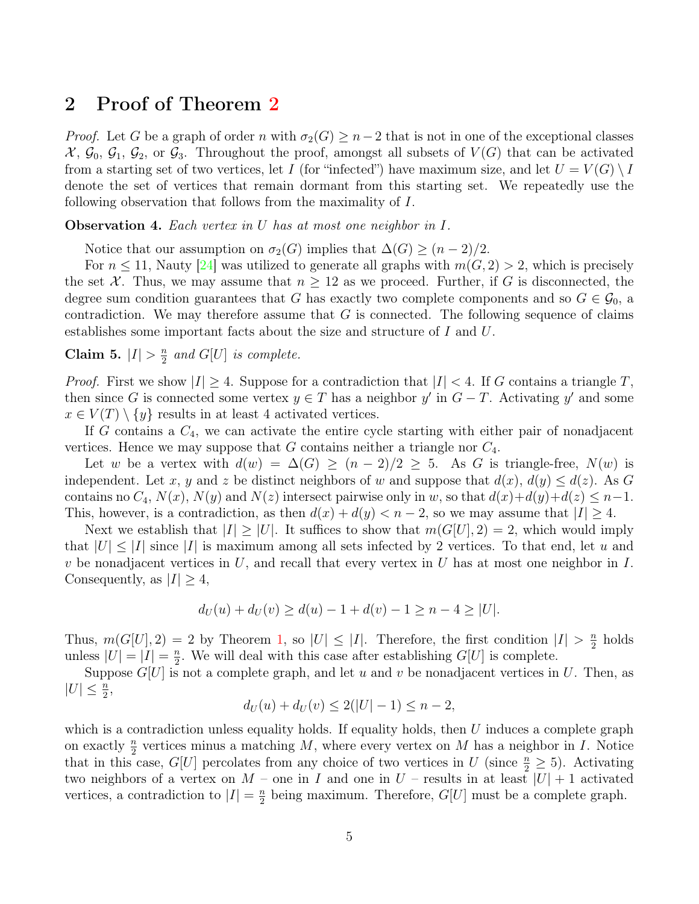## 2 Proof of Theorem 2

*Proof.* Let $G$ be a graph of order $n$ with $\sigma_2(G) \geq n-2$ that is not in one of the exceptional classes $\mathcal{X}$, $\mathcal{G}_0$, $\mathcal{G}_1$, $\mathcal{G}_2$, or $\mathcal{G}_3$. Throughout the proof, amongst all subsets of $V(G)$ that can be activated from a starting set of two vertices, let $I$ (for "infected") have maximum size, and let $U = V(G) \setminus I$ denote the set of vertices that remain dormant from this starting set. We repeatedly use the following observation that follows from the maximality of $I$.

**Observation 4.** *Each vertex in $U$ has at most one neighbor in $I$.*

Notice that our assumption on $\sigma_2(G)$ implies that $\Delta(G) \geq (n-2)/2$.

For $n \leq 11$, Nauty [24] was utilized to generate all graphs with $m(G,2) > 2$, which is precisely the set $\mathcal{X}$. Thus, we may assume that $n \geq 12$ as we proceed. Further, if $G$ is disconnected, the degree sum condition guarantees that $G$ has exactly two complete components and so $G \in \mathcal{G}_0$, a contradiction. We may therefore assume that $G$ is connected. The following sequence of claims establishes some important facts about the size and structure of $I$ and $U$.

**Claim 5.** *$|I| > \frac{n}{2}$ and $G[U]$ is complete.*

*Proof.* First we show $|I| \geq 4$. Suppose for a contradiction that $|I| < 4$. If $G$ contains a triangle $T$, then since $G$ is connected some vertex $y \in T$ has a neighbor $y'$ in $G - T$. Activating $y'$ and some $x \in V(T) \setminus \{y\}$ results in at least 4 activated vertices.

If $G$ contains a $C_4$, we can activate the entire cycle starting with either pair of nonadjacent vertices. Hence we may suppose that $G$ contains neither a triangle nor $C_4$.

Let $w$ be a vertex with $d(w) = \Delta(G) \geq (n-2)/2 \geq 5$. As $G$ is triangle-free, $N(w)$ is independent. Let $x$, $y$ and $z$ be distinct neighbors of $w$ and suppose that $d(x), d(y) \leq d(z)$. As $G$ contains no $C_4$, $N(x)$, $N(y)$ and $N(z)$ intersect pairwise only in $w$, so that $d(x)+d(y)+d(z) \leq n-1$. This, however, is a contradiction, as then $d(x)+d(y) < n-2$, so we may assume that $|I| \geq 4$.

Next we establish that $|I| \geq |U|$. It suffices to show that $m(G[U], 2) = 2$, which would imply that $|U| \leq |I|$ since $|I|$ is maximum among all sets infected by 2 vertices. To that end, let $u$ and $v$ be nonadjacent vertices in $U$, and recall that every vertex in $U$ has at most one neighbor in $I$. Consequently, as $|I| \geq 4$,

$$d_U(u) + d_U(v) \geq d(u) - 1 + d(v) - 1 \geq n - 4 \geq |U|.$$

Thus, $m(G[U], 2) = 2$ by Theorem 1, so $|U| \leq |I|$. Therefore, the first condition $|I| > \frac{n}{2}$ holds unless $|U| = |I| = \frac{n}{2}$. We will deal with this case after establishing $G[U]$ is complete.

Suppose $G[U]$ is not a complete graph, and let $u$ and $v$ be nonadjacent vertices in $U$. Then, as $|U| \leq \frac{n}{2}$,

$$d_U(u) + d_U(v) \leq 2(|U| - 1) \leq n - 2,$$

which is a contradiction unless equality holds. If equality holds, then $U$ induces a complete graph on exactly $\frac{n}{2}$ vertices minus a matching $M$, where every vertex on $M$ has a neighbor in $I$. Notice that in this case, $G[U]$ percolates from any choice of two vertices in $U$ (since $\frac{n}{2} \geq 5$). Activating two neighbors of a vertex on $M$ – one in $I$ and one in $U$ – results in at least $|U| + 1$ activated vertices, a contradiction to $|I| = \frac{n}{2}$ being maximum. Therefore, $G[U]$ must be a complete graph.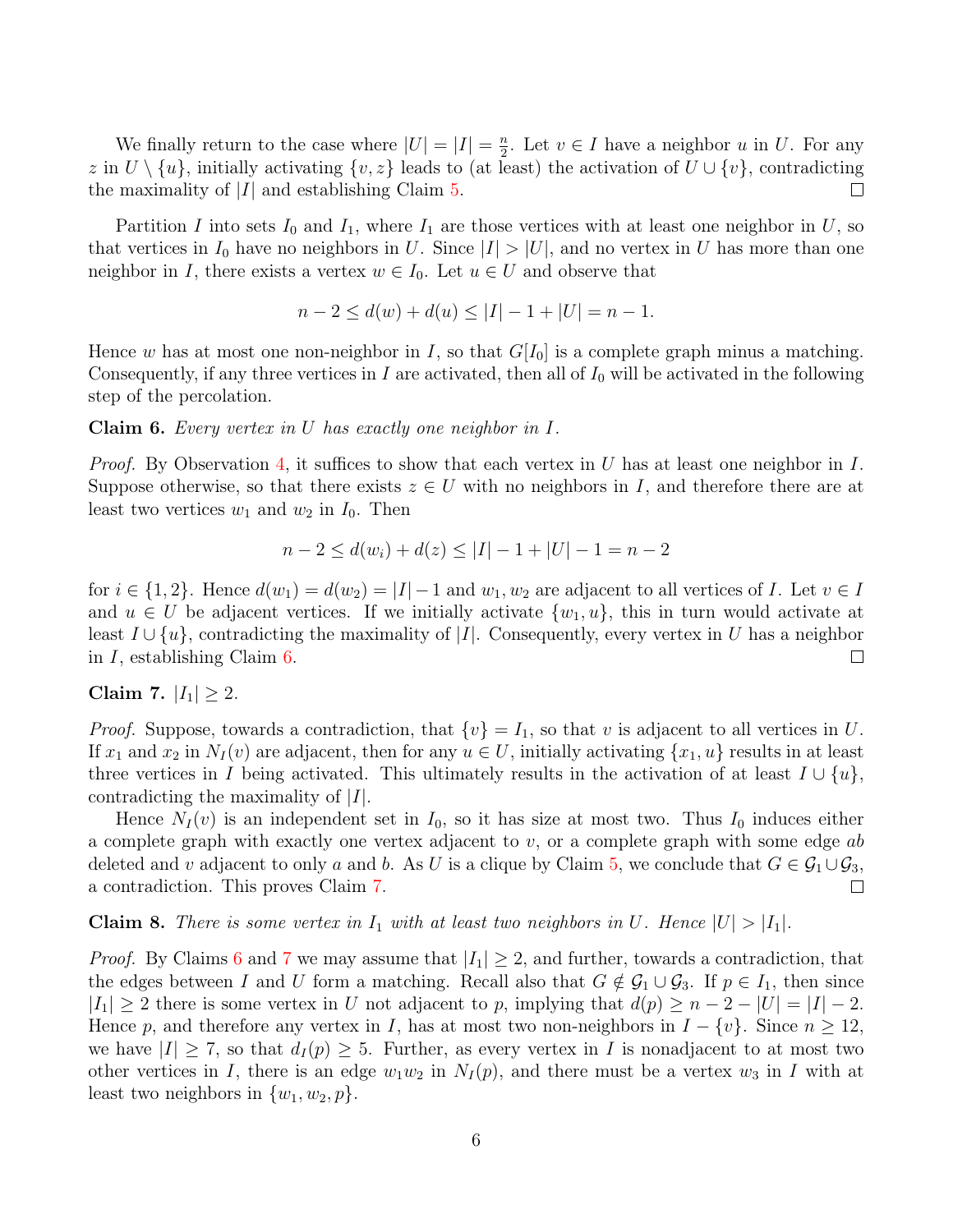We finally return to the case where $|U| = |I| = \frac{n}{2}$. Let $v \in I$ have a neighbor $u$ in $U$. For any $z$ in $U \setminus \{u\}$, initially activating $\{v, z\}$ leads to (at least) the activation of $U \cup \{v\}$, contradicting the maximality of $|I|$ and establishing Claim 5. □

Partition $I$ into sets $I_0$ and $I_1$, where $I_1$ are those vertices with at least one neighbor in $U$, so that vertices in $I_0$ have no neighbors in $U$. Since $|I| > |U|$, and no vertex in $U$ has more than one neighbor in $I$, there exists a vertex $w \in I_0$. Let $u \in U$ and observe that

$$n - 2 \le d(w) + d(u) \le |I| - 1 + |U| = n - 1.$$

Hence $w$ has at most one non-neighbor in $I$, so that $G[I_0]$ is a complete graph minus a matching. Consequently, if any three vertices in $I$ are activated, then all of $I_0$ will be activated in the following step of the percolation.

**Claim 6.** *Every vertex in $U$ has exactly one neighbor in $I$.*

*Proof.* By Observation 4, it suffices to show that each vertex in $U$ has at least one neighbor in $I$. Suppose otherwise, so that there exists $z \in U$ with no neighbors in $I$, and therefore there are at least two vertices $w_1$ and $w_2$ in $I_0$. Then

$$n - 2 \le d(w_i) + d(z) \le |I| - 1 + |U| - 1 = n - 2$$

for $i \in \{1, 2\}$. Hence $d(w_1) = d(w_2) = |I| - 1$ and $w_1, w_2$ are adjacent to all vertices of $I$. Let $v \in I$ and $u \in U$ be adjacent vertices. If we initially activate $\{w_1, u\}$, this in turn would activate at least $I \cup \{u\}$, contradicting the maximality of $|I|$. Consequently, every vertex in $U$ has a neighbor in $I$, establishing Claim 6. □

**Claim 7.** $|I_1| \ge 2$.

*Proof.* Suppose, towards a contradiction, that $\{v\} = I_1$, so that $v$ is adjacent to all vertices in $U$. If $x_1$ and $x_2$ in $N_I(v)$ are adjacent, then for any $u \in U$, initially activating $\{x_1, u\}$ results in at least three vertices in $I$ being activated. This ultimately results in the activation of at least $I \cup \{u\}$, contradicting the maximality of $|I|$.

Hence $N_I(v)$ is an independent set in $I_0$, so it has size at most two. Thus $I_0$ induces either a complete graph with exactly one vertex adjacent to $v$, or a complete graph with some edge $ab$ deleted and $v$ adjacent to only $a$ and $b$. As $U$ is a clique by Claim 5, we conclude that $G \in \mathcal{G}_1 \cup \mathcal{G}_3$, a contradiction. This proves Claim 7. □

**Claim 8.** *There is some vertex in $I_1$ with at least two neighbors in $U$. Hence $|U| > |I_1|$.*

*Proof.* By Claims 6 and 7 we may assume that $|I_1| \ge 2$, and further, towards a contradiction, that the edges between $I$ and $U$ form a matching. Recall also that $G \notin \mathcal{G}_1 \cup \mathcal{G}_3$. If $p \in I_1$, then since $|I_1| \ge 2$ there is some vertex in $U$ not adjacent to $p$, implying that $d(p) \ge n - 2 - |U| = |I| - 2$. Hence $p$, and therefore any vertex in $I$, has at most two non-neighbors in $I - \{v\}$. Since $n \ge 12$, we have $|I| \ge 7$, so that $d_I(p) \ge 5$. Further, as every vertex in $I$ is nonadjacent to at most two other vertices in $I$, there is an edge $w_1 w_2$ in $N_I(p)$, and there must be a vertex $w_3$ in $I$ with at least two neighbors in $\{w_1, w_2, p\}$.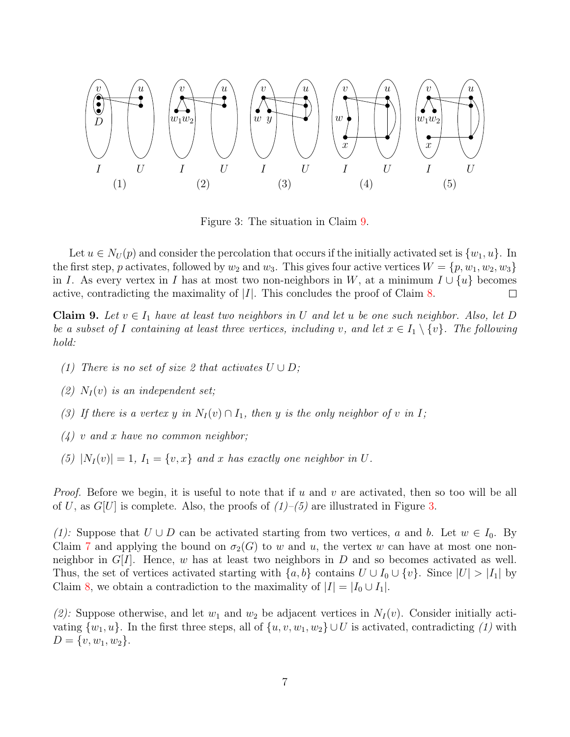Figure 3: The situation in Claim 9.

Let $u \in N_U(p)$ and consider the percolation that occurs if the initially activated set is $\{w_1, u\}$. In the first step, $p$ activates, followed by $w_2$ and $w_3$. This gives four active vertices $W = \{p, w_1, w_2, w_3\}$ in $I$. As every vertex in $I$ has at most two non-neighbors in $W$, at a minimum $I \cup \{u\}$ becomes active, contradicting the maximality of $|I|$. This concludes the proof of Claim 8. □

**Claim 9.** *Let $v \in I_1$ have at least two neighbors in $U$ and let $u$ be one such neighbor. Also, let $D$ be a subset of $I$ containing at least three vertices, including $v$, and let $x \in I_1 \setminus \{v\}$. The following hold:*

*(1) There is no set of size 2 that activates $U \cup D$;*

*(2) $N_I(v)$ is an independent set;*

*(3) If there is a vertex $y$ in $N_I(v) \cap I_1$, then $y$ is the only neighbor of $v$ in $I$;*

*(4) $v$ and $x$ have no common neighbor;*

*(5) $|N_I(v)| = 1$, $I_1 = \{v, x\}$ and $x$ has exactly one neighbor in $U$.*

*Proof.* Before we begin, it is useful to note that if $u$ and $v$ are activated, then so too will be all of $U$, as $G[U]$ is complete. Also, the proofs of *(1)*–*(5)* are illustrated in Figure 3.

*(1):* Suppose that $U \cup D$ can be activated starting from two vertices, $a$ and $b$. Let $w \in I_0$. By Claim 7 and applying the bound on $\sigma_2(G)$ to $w$ and $u$, the vertex $w$ can have at most one non-neighbor in $G[I]$. Hence, $w$ has at least two neighbors in $D$ and so becomes activated as well. Thus, the set of vertices activated starting with $\{a, b\}$ contains $U \cup I_0 \cup \{v\}$. Since $|U| > |I_1|$ by Claim 8, we obtain a contradiction to the maximality of $|I| = |I_0 \cup I_1|$.

*(2):* Suppose otherwise, and let $w_1$ and $w_2$ be adjacent vertices in $N_I(v)$. Consider initially activating $\{w_1, u\}$. In the first three steps, all of $\{u, v, w_1, w_2\} \cup U$ is activated, contradicting *(1)* with $D = \{v, w_1, w_2\}$.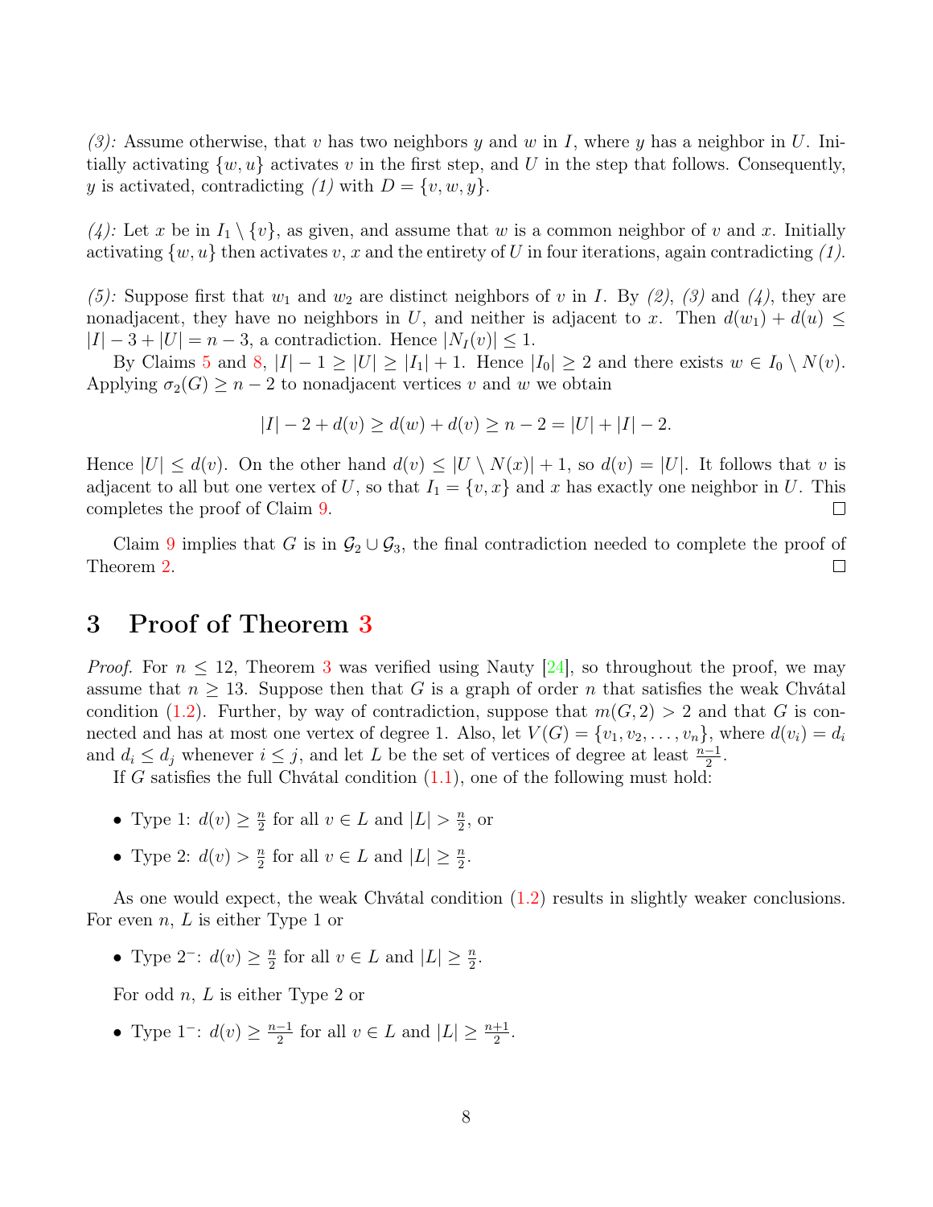*(3):* Assume otherwise, that $v$ has two neighbors $y$ and $w$ in $I$, where $y$ has a neighbor in $U$. Initially activating $\{w, u\}$ activates $v$ in the first step, and $U$ in the step that follows. Consequently, $y$ is activated, contradicting *(1)* with $D = \{v, w, y\}$.

*(4):* Let $x$ be in $I_1 \setminus \{v\}$, as given, and assume that $w$ is a common neighbor of $v$ and $x$. Initially activating $\{w, u\}$ then activates $v$, $x$ and the entirety of $U$ in four iterations, again contradicting *(1)*.

*(5):* Suppose first that $w_1$ and $w_2$ are distinct neighbors of $v$ in $I$. By *(2)*, *(3)* and *(4)*, they are nonadjacent, they have no neighbors in $U$, and neither is adjacent to $x$. Then $d(w_1) + d(u) \leq |I| - 3 + |U| = n - 3$, a contradiction. Hence $|N_I(v)| \leq 1$.

By Claims 5 and 8, $|I| - 1 \geq |U| \geq |I_1| + 1$. Hence $|I_0| \geq 2$ and there exists $w \in I_0 \setminus N(v)$. Applying $\sigma_2(G) \geq n - 2$ to nonadjacent vertices $v$ and $w$ we obtain

$$|I| - 2 + d(v) \geq d(w) + d(v) \geq n - 2 = |U| + |I| - 2.$$

Hence $|U| \leq d(v)$. On the other hand $d(v) \leq |U \setminus N(x)| + 1$, so $d(v) = |U|$. It follows that $v$ is adjacent to all but one vertex of $U$, so that $I_1 = \{v, x\}$ and $x$ has exactly one neighbor in $U$. This completes the proof of Claim 9. □

Claim 9 implies that $G$ is in $\mathcal{G}_2 \cup \mathcal{G}_3$, the final contradiction needed to complete the proof of Theorem 2. □

## 3 Proof of Theorem 3

*Proof.* For $n \leq 12$, Theorem 3 was verified using Nauty [24], so throughout the proof, we may assume that $n \geq 13$. Suppose then that $G$ is a graph of order $n$ that satisfies the weak Chvátal condition (1.2). Further, by way of contradiction, suppose that $m(G, 2) > 2$ and that $G$ is connected and has at most one vertex of degree 1. Also, let $V(G) = \{v_1, v_2, \dots, v_n\}$, where $d(v_i) = d_i$ and $d_i \leq d_j$ whenever $i \leq j$, and let $L$ be the set of vertices of degree at least $\frac{n-1}{2}$.

If $G$ satisfies the full Chvátal condition (1.1), one of the following must hold:

- Type 1: $d(v) \geq \frac{n}{2}$ for all $v \in L$ and $|L| > \frac{n}{2}$, or
- Type 2: $d(v) > \frac{n}{2}$ for all $v \in L$ and $|L| \geq \frac{n}{2}$.

As one would expect, the weak Chvátal condition (1.2) results in slightly weaker conclusions. For even $n$, $L$ is either Type 1 or

- Type $2^-$: $d(v) \geq \frac{n}{2}$ for all $v \in L$ and $|L| \geq \frac{n}{2}$.

For odd $n$, $L$ is either Type 2 or

- Type $1^-$: $d(v) \geq \frac{n-1}{2}$ for all $v \in L$ and $|L| \geq \frac{n+1}{2}$.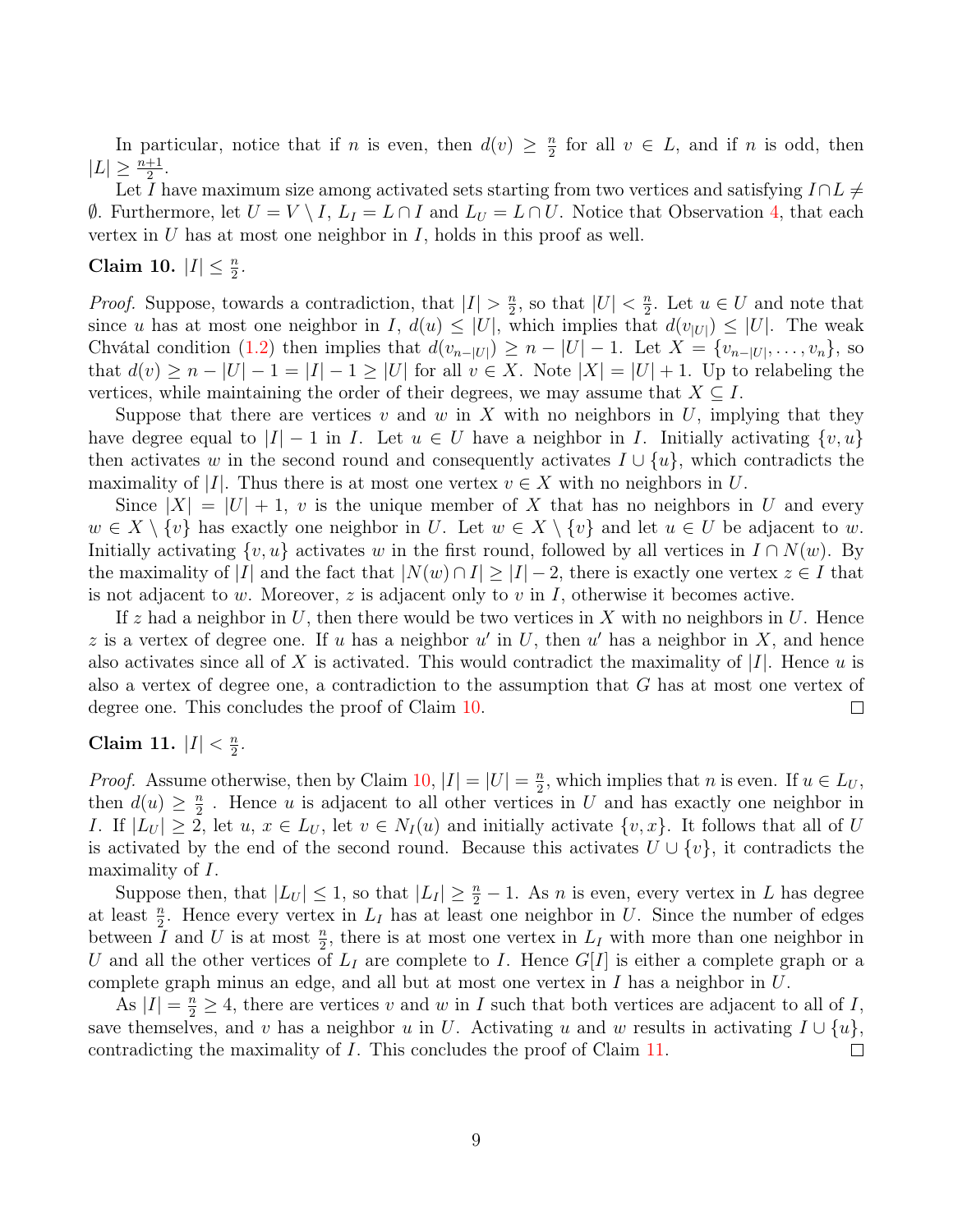In particular, notice that if $n$ is even, then $d(v) \geq \frac{n}{2}$ for all $v \in L$, and if $n$ is odd, then $|L| \geq \frac{n+1}{2}$.

Let $I$ have maximum size among activated sets starting from two vertices and satisfying $I \cap L \neq \emptyset$. Furthermore, let $U = V \setminus I$, $L_I = L \cap I$ and $L_U = L \cap U$. Notice that Observation 4, that each vertex in $U$ has at most one neighbor in $I$, holds in this proof as well.

**Claim 10.** $|I| \leq \frac{n}{2}$.

*Proof.* Suppose, towards a contradiction, that $|I| > \frac{n}{2}$, so that $|U| < \frac{n}{2}$. Let $u \in U$ and note that since $u$ has at most one neighbor in $I$, $d(u) \leq |U|$, which implies that $d(v_{|U|}) \leq |U|$. The weak Chvátal condition (1.2) then implies that $d(v_{n-|U|}) \geq n - |U| - 1$. Let $X = \{v_{n-|U|}, \ldots, v_n\}$, so that $d(v) \geq n - |U| - 1 = |I| - 1 \geq |U|$ for all $v \in X$. Note $|X| = |U| + 1$. Up to relabeling the vertices, while maintaining the order of their degrees, we may assume that $X \subseteq I$.

Suppose that there are vertices $v$ and $w$ in $X$ with no neighbors in $U$, implying that they have degree equal to $|I| - 1$ in $I$. Let $u \in U$ have a neighbor in $I$. Initially activating $\{v, u\}$ then activates $w$ in the second round and consequently activates $I \cup \{u\}$, which contradicts the maximality of $|I|$. Thus there is at most one vertex $v \in X$ with no neighbors in $U$.

Since $|X| = |U| + 1$, $v$ is the unique member of $X$ that has no neighbors in $U$ and every $w \in X \setminus \{v\}$ has exactly one neighbor in $U$. Let $w \in X \setminus \{v\}$ and let $u \in U$ be adjacent to $w$. Initially activating $\{v, u\}$ activates $w$ in the first round, followed by all vertices in $I \cap N(w)$. By the maximality of $|I|$ and the fact that $|N(w) \cap I| \geq |I| - 2$, there is exactly one vertex $z \in I$ that is not adjacent to $w$. Moreover, $z$ is adjacent only to $v$ in $I$, otherwise it becomes active.

If $z$ had a neighbor in $U$, then there would be two vertices in $X$ with no neighbors in $U$. Hence $z$ is a vertex of degree one. If $u$ has a neighbor $u'$ in $U$, then $u'$ has a neighbor in $X$, and hence also activates since all of $X$ is activated. This would contradict the maximality of $|I|$. Hence $u$ is also a vertex of degree one, a contradiction to the assumption that $G$ has at most one vertex of degree one. This concludes the proof of Claim 10. $\square$

**Claim 11.** $|I| < \frac{n}{2}$.

*Proof.* Assume otherwise, then by Claim 10, $|I| = |U| = \frac{n}{2}$, which implies that $n$ is even. If $u \in L_U$, then $d(u) \geq \frac{n}{2}$ . Hence $u$ is adjacent to all other vertices in $U$ and has exactly one neighbor in $I$. If $|L_U| \geq 2$, let $u$, $x \in L_U$, let $v \in N_I(u)$ and initially activate $\{v, x\}$. It follows that all of $U$ is activated by the end of the second round. Because this activates $U \cup \{v\}$, it contradicts the maximality of $I$.

Suppose then, that $|L_U| \leq 1$, so that $|L_I| \geq \frac{n}{2} - 1$. As $n$ is even, every vertex in $L$ has degree at least $\frac{n}{2}$. Hence every vertex in $L_I$ has at least one neighbor in $U$. Since the number of edges between $I$ and $U$ is at most $\frac{n}{2}$, there is at most one vertex in $L_I$ with more than one neighbor in $U$ and all the other vertices of $L_I$ are complete to $I$. Hence $G[I]$ is either a complete graph or a complete graph minus an edge, and all but at most one vertex in $I$ has a neighbor in $U$.

As $|I| = \frac{n}{2} \geq 4$, there are vertices $v$ and $w$ in $I$ such that both vertices are adjacent to all of $I$, save themselves, and $v$ has a neighbor $u$ in $U$. Activating $u$ and $w$ results in activating $I \cup \{u\}$, contradicting the maximality of $I$. This concludes the proof of Claim 11. $\square$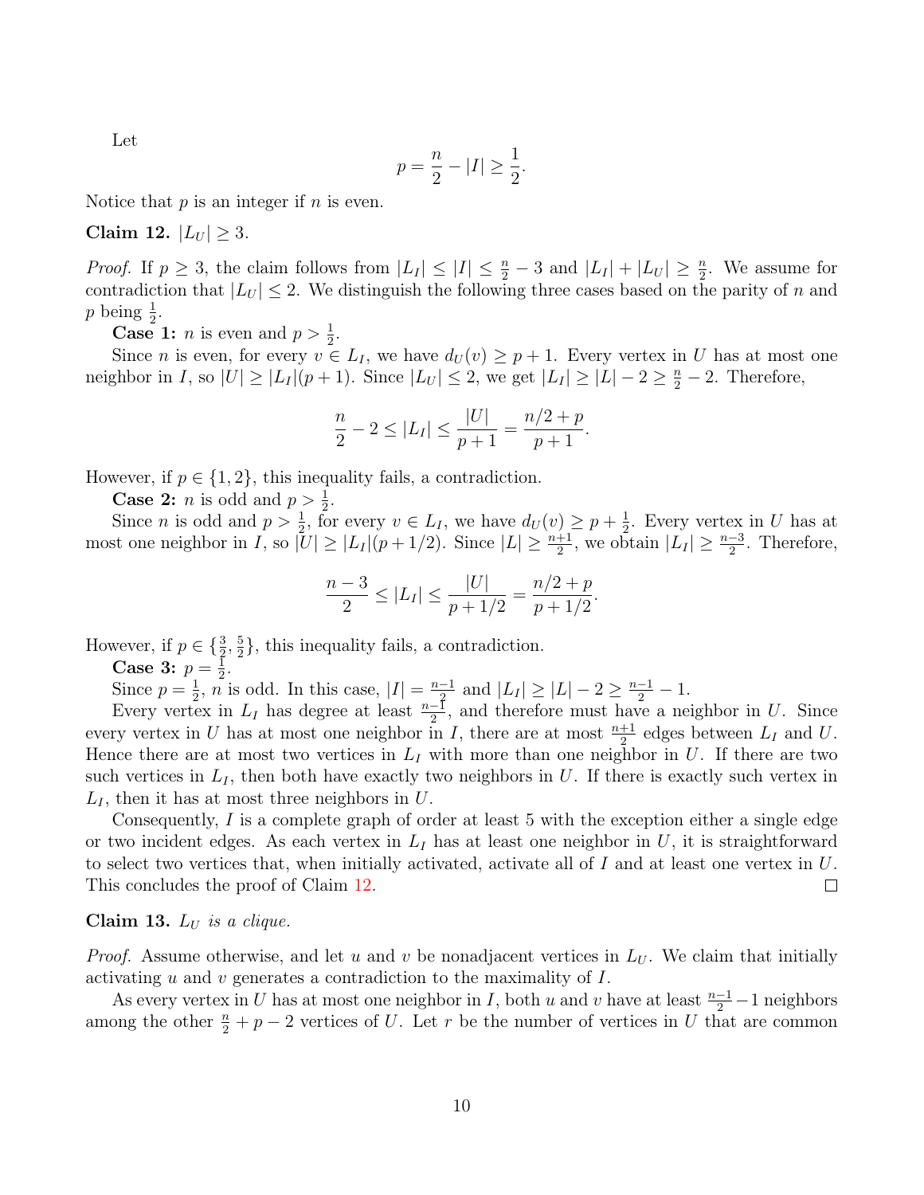Let

$$p = \frac{n}{2} - |I| \geq \frac{1}{2}.$$

Notice that $p$ is an integer if $n$ is even.

**Claim 12.** *$|L_U| \geq 3$.*

*Proof.* If $p \geq 3$, the claim follows from $|L_I| \leq |I| \leq \frac{n}{2} - 3$ and $|L_I| + |L_U| \geq \frac{n}{2}$. We assume for contradiction that $|L_U| \leq 2$. We distinguish the following three cases based on the parity of $n$ and $p$ being $\frac{1}{2}$.

**Case 1:** $n$ is even and $p > \frac{1}{2}$.

Since $n$ is even, for every $v \in L_I$, we have $d_U(v) \geq p + 1$. Every vertex in $U$ has at most one neighbor in $I$, so $|U| \geq |L_I|(p+1)$. Since $|L_U| \leq 2$, we get $|L_I| \geq |L| - 2 \geq \frac{n}{2} - 2$. Therefore,

$$\frac{n}{2} - 2 \leq |L_I| \leq \frac{|U|}{p+1} = \frac{n/2 + p}{p+1}.$$

However, if $p \in \{1, 2\}$, this inequality fails, a contradiction.

**Case 2:** $n$ is odd and $p > \frac{1}{2}$.

Since $n$ is odd and $p > \frac{1}{2}$, for every $v \in L_I$, we have $d_U(v) \geq p + \frac{1}{2}$. Every vertex in $U$ has at most one neighbor in $I$, so $|U| \geq |L_I|(p + 1/2)$. Since $|L| \geq \frac{n+1}{2}$, we obtain $|L_I| \geq \frac{n-3}{2}$. Therefore,

$$\frac{n-3}{2} \leq |L_I| \leq \frac{|U|}{p+1/2} = \frac{n/2 + p}{p+1/2}.$$

However, if $p \in \{\frac{3}{2}, \frac{5}{2}\}$, this inequality fails, a contradiction.

**Case 3:** $p = \frac{1}{2}$.

Since $p = \frac{1}{2}$, $n$ is odd. In this case, $|I| = \frac{n-1}{2}$ and $|L_I| \geq |L| - 2 \geq \frac{n-1}{2} - 1$.

Every vertex in $L_I$ has degree at least $\frac{n-1}{2}$, and therefore must have a neighbor in $U$. Since every vertex in $U$ has at most one neighbor in $I$, there are at most $\frac{n+1}{2}$ edges between $L_I$ and $U$. Hence there are at most two vertices in $L_I$ with more than one neighbor in $U$. If there are two such vertices in $L_I$, then both have exactly two neighbors in $U$. If there is exactly such vertex in $L_I$, then it has at most three neighbors in $U$.

Consequently, $I$ is a complete graph of order at least 5 with the exception either a single edge or two incident edges. As each vertex in $L_I$ has at least one neighbor in $U$, it is straightforward to select two vertices that, when initially activated, activate all of $I$ and at least one vertex in $U$. This concludes the proof of Claim 12. □

**Claim 13.** *$L_U$ is a clique.*

*Proof.* Assume otherwise, and let $u$ and $v$ be nonadjacent vertices in $L_U$. We claim that initially activating $u$ and $v$ generates a contradiction to the maximality of $I$.

As every vertex in $U$ has at most one neighbor in $I$, both $u$ and $v$ have at least $\frac{n-1}{2} - 1$ neighbors among the other $\frac{n}{2} + p - 2$ vertices of $U$. Let $r$ be the number of vertices in $U$ that are common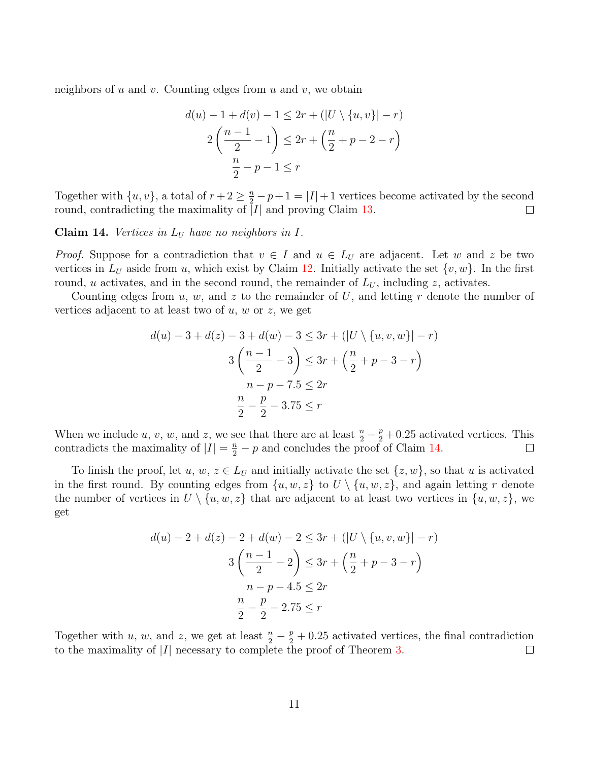neighbors of $u$ and $v$. Counting edges from $u$ and $v$, we obtain

$$
\begin{aligned}
d(u) - 1 + d(v) - 1 &\leq 2r + (|U \setminus \{u, v\}| - r) \\
2\left(\frac{n-1}{2} - 1\right) &\leq 2r + \left(\frac{n}{2} + p - 2 - r\right) \\
\frac{n}{2} - p - 1 &\leq r
\end{aligned}
$$

Together with $\{u, v\}$, a total of $r + 2 \geq \frac{n}{2} - p + 1 = |I| + 1$ vertices become activated by the second round, contradicting the maximality of $|I|$ and proving Claim 13. □

**Claim 14.** *Vertices in $L_U$ have no neighbors in $I$.*

*Proof.* Suppose for a contradiction that $v \in I$ and $u \in L_U$ are adjacent. Let $w$ and $z$ be two vertices in $L_U$ aside from $u$, which exist by Claim 12. Initially activate the set $\{v, w\}$. In the first round, $u$ activates, and in the second round, the remainder of $L_U$, including $z$, activates.

Counting edges from $u$, $w$, and $z$ to the remainder of $U$, and letting $r$ denote the number of vertices adjacent to at least two of $u$, $w$ or $z$, we get

$$
\begin{aligned}
d(u) - 3 + d(z) - 3 + d(w) - 3 &\leq 3r + (|U \setminus \{u, v, w\}| - r) \\
3\left(\frac{n-1}{2} - 3\right) &\leq 3r + \left(\frac{n}{2} + p - 3 - r\right) \\
n - p - 7.5 &\leq 2r \\
\frac{n}{2} - \frac{p}{2} - 3.75 &\leq r
\end{aligned}
$$

When we include $u$, $v$, $w$, and $z$, we see that there are at least $\frac{n}{2} - \frac{p}{2} + 0.25$ activated vertices. This contradicts the maximality of $|I| = \frac{n}{2} - p$ and concludes the proof of Claim 14. □

To finish the proof, let $u, w, z \in L_U$ and initially activate the set $\{z, w\}$, so that $u$ is activated in the first round. By counting edges from $\{u, w, z\}$ to $U \setminus \{u, w, z\}$, and again letting $r$ denote the number of vertices in $U \setminus \{u, w, z\}$ that are adjacent to at least two vertices in $\{u, w, z\}$, we get

$$
\begin{aligned}
d(u) - 2 + d(z) - 2 + d(w) - 2 &\leq 3r + (|U \setminus \{u, v, w\}| - r) \\
3\left(\frac{n-1}{2} - 2\right) &\leq 3r + \left(\frac{n}{2} + p - 3 - r\right) \\
n - p - 4.5 &\leq 2r \\
\frac{n}{2} - \frac{p}{2} - 2.75 &\leq r
\end{aligned}
$$

Together with $u$, $w$, and $z$, we get at least $\frac{n}{2} - \frac{p}{2} + 0.25$ activated vertices, the final contradiction to the maximality of $|I|$ necessary to complete the proof of Theorem 3. □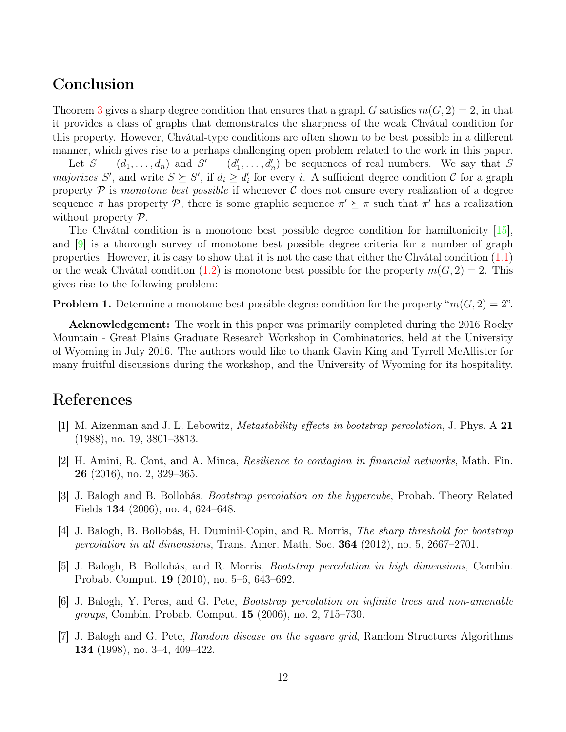## Conclusion

Theorem 3 gives a sharp degree condition that ensures that a graph $G$ satisfies $m(G, 2) = 2$, in that it provides a class of graphs that demonstrates the sharpness of the weak Chvátal condition for this property. However, Chvátal-type conditions are often shown to be best possible in a different manner, which gives rise to a perhaps challenging open problem related to the work in this paper.

Let $S = (d_1, \ldots, d_n)$ and $S' = (d'_1, \ldots, d'_n)$ be sequences of real numbers. We say that $S$ *majorizes* $S'$, and write $S \succeq S'$, if $d_i \geq d'_i$ for every $i$. A sufficient degree condition $\mathcal{C}$ for a graph property $\mathcal{P}$ is *monotone best possible* if whenever $\mathcal{C}$ does not ensure every realization of a degree sequence $\pi$ has property $\mathcal{P}$, there is some graphic sequence $\pi' \succeq \pi$ such that $\pi'$ has a realization without property $\mathcal{P}$.

The Chvátal condition is a monotone best possible degree condition for hamiltonicity [15], and [9] is a thorough survey of monotone best possible degree criteria for a number of graph properties. However, it is easy to show that it is not the case that either the Chvátal condition (1.1) or the weak Chvátal condition (1.2) is monotone best possible for the property $m(G, 2) = 2$. This gives rise to the following problem:

**Problem 1.** Determine a monotone best possible degree condition for the property "$m(G, 2) = 2$".

**Acknowledgement:** The work in this paper was primarily completed during the 2016 Rocky Mountain - Great Plains Graduate Research Workshop in Combinatorics, held at the University of Wyoming in July 2016. The authors would like to thank Gavin King and Tyrrell McAllister for many fruitful discussions during the workshop, and the University of Wyoming for its hospitality.

## References

[1] M. Aizenman and J. L. Lebowitz, *Metastability effects in bootstrap percolation*, J. Phys. A **21** (1988), no. 19, 3801–3813.

[2] H. Amini, R. Cont, and A. Minca, *Resilience to contagion in financial networks*, Math. Fin. **26** (2016), no. 2, 329–365.

[3] J. Balogh and B. Bollobás, *Bootstrap percolation on the hypercube*, Probab. Theory Related Fields **134** (2006), no. 4, 624–648.

[4] J. Balogh, B. Bollobás, H. Duminil-Copin, and R. Morris, *The sharp threshold for bootstrap percolation in all dimensions*, Trans. Amer. Math. Soc. **364** (2012), no. 5, 2667–2701.

[5] J. Balogh, B. Bollobás, and R. Morris, *Bootstrap percolation in high dimensions*, Combin. Probab. Comput. **19** (2010), no. 5–6, 643–692.

[6] J. Balogh, Y. Peres, and G. Pete, *Bootstrap percolation on infinite trees and non-amenable groups*, Combin. Probab. Comput. **15** (2006), no. 2, 715–730.

[7] J. Balogh and G. Pete, *Random disease on the square grid*, Random Structures Algorithms **134** (1998), no. 3–4, 409–422.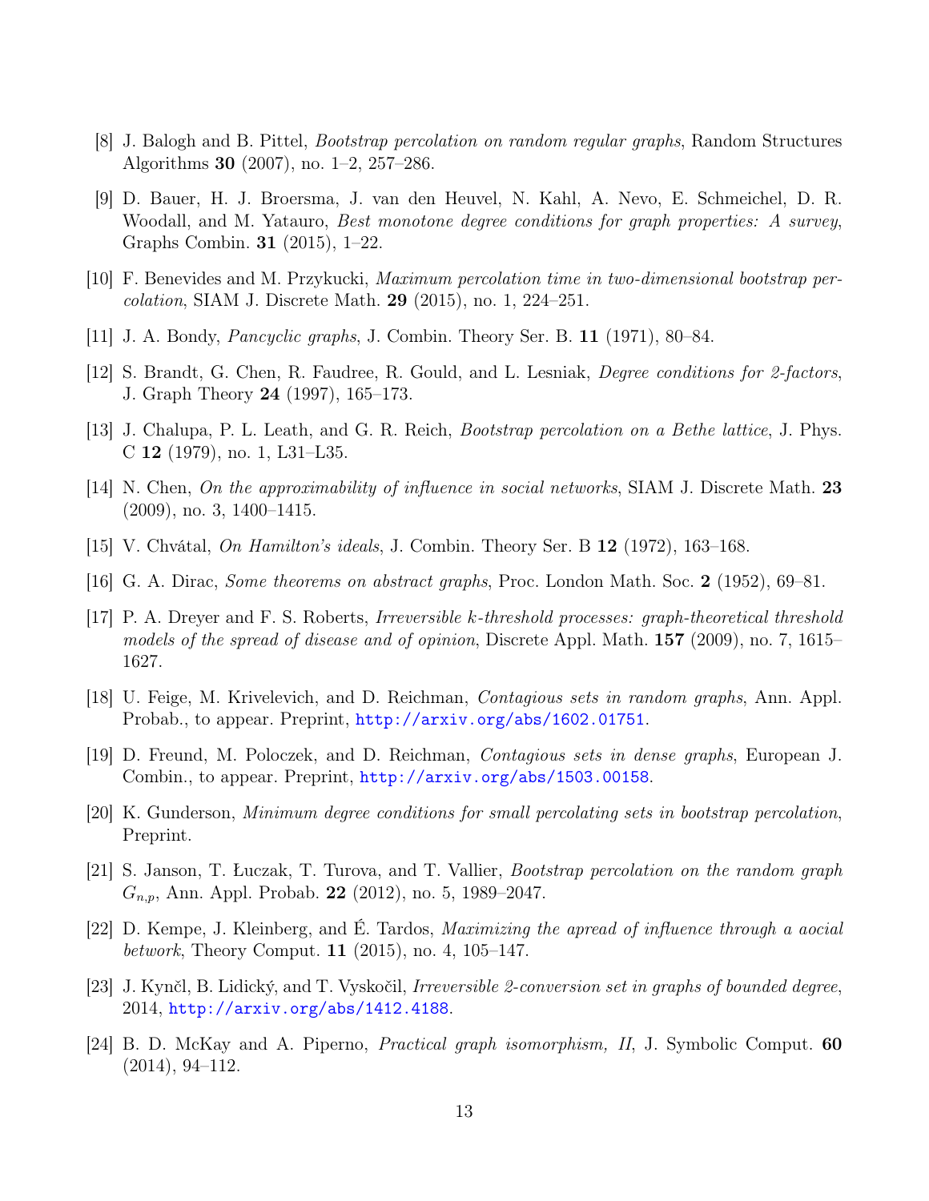[8] J. Balogh and B. Pittel, *Bootstrap percolation on random regular graphs*, Random Structures Algorithms **30** (2007), no. 1–2, 257–286.

[9] D. Bauer, H. J. Broersma, J. van den Heuvel, N. Kahl, A. Nevo, E. Schmeichel, D. R. Woodall, and M. Yatauro, *Best monotone degree conditions for graph properties: A survey*, Graphs Combin. **31** (2015), 1–22.

[10] F. Benevides and M. Przykucki, *Maximum percolation time in two-dimensional bootstrap percolation*, SIAM J. Discrete Math. **29** (2015), no. 1, 224–251.

[11] J. A. Bondy, *Pancyclic graphs*, J. Combin. Theory Ser. B. **11** (1971), 80–84.

[12] S. Brandt, G. Chen, R. Faudree, R. Gould, and L. Lesniak, *Degree conditions for 2-factors*, J. Graph Theory **24** (1997), 165–173.

[13] J. Chalupa, P. L. Leath, and G. R. Reich, *Bootstrap percolation on a Bethe lattice*, J. Phys. C **12** (1979), no. 1, L31–L35.

[14] N. Chen, *On the approximability of influence in social networks*, SIAM J. Discrete Math. **23** (2009), no. 3, 1400–1415.

[15] V. Chvátal, *On Hamilton's ideals*, J. Combin. Theory Ser. B **12** (1972), 163–168.

[16] G. A. Dirac, *Some theorems on abstract graphs*, Proc. London Math. Soc. **2** (1952), 69–81.

[17] P. A. Dreyer and F. S. Roberts, *Irreversible k-threshold processes: graph-theoretical threshold models of the spread of disease and of opinion*, Discrete Appl. Math. **157** (2009), no. 7, 1615–1627.

[18] U. Feige, M. Krivelevich, and D. Reichman, *Contagious sets in random graphs*, Ann. Appl. Probab., to appear. Preprint, http://arxiv.org/abs/1602.01751.

[19] D. Freund, M. Poloczek, and D. Reichman, *Contagious sets in dense graphs*, European J. Combin., to appear. Preprint, http://arxiv.org/abs/1503.00158.

[20] K. Gunderson, *Minimum degree conditions for small percolating sets in bootstrap percolation*, Preprint.

[21] S. Janson, T. Łuczak, T. Turova, and T. Vallier, *Bootstrap percolation on the random graph $G_{n,p}$*, Ann. Appl. Probab. **22** (2012), no. 5, 1989–2047.

[22] D. Kempe, J. Kleinberg, and É. Tardos, *Maximizing the apread of influence through a aocial betwork*, Theory Comput. **11** (2015), no. 4, 105–147.

[23] J. Kynčl, B. Lidický, and T. Vyskočil, *Irreversible 2-conversion set in graphs of bounded degree*, 2014, http://arxiv.org/abs/1412.4188.

[24] B. D. McKay and A. Piperno, *Practical graph isomorphism, II*, J. Symbolic Comput. **60** (2014), 94–112.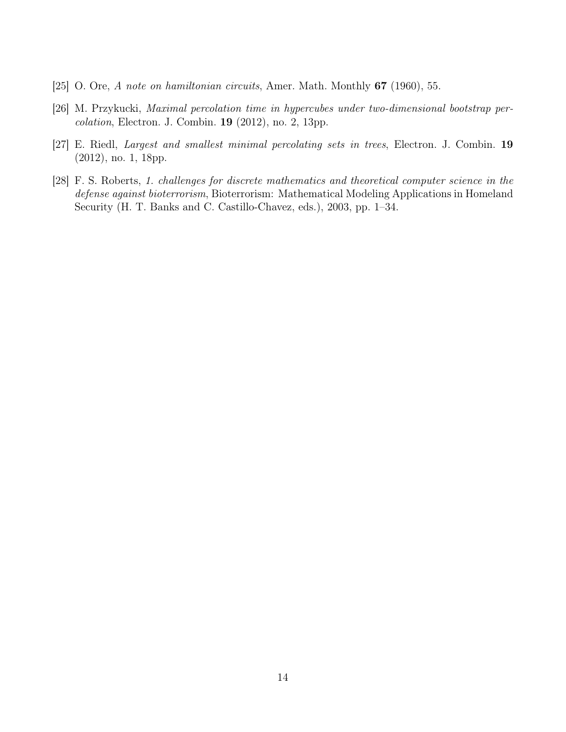[25] O. Ore, *A note on hamiltonian circuits*, Amer. Math. Monthly **67** (1960), 55.

[26] M. Przykucki, *Maximal percolation time in hypercubes under two-dimensional bootstrap percolation*, Electron. J. Combin. **19** (2012), no. 2, 13pp.

[27] E. Riedl, *Largest and smallest minimal percolating sets in trees*, Electron. J. Combin. **19** (2012), no. 1, 18pp.

[28] F. S. Roberts, *1. challenges for discrete mathematics and theoretical computer science in the defense against bioterrorism*, Bioterrorism: Mathematical Modeling Applications in Homeland Security (H. T. Banks and C. Castillo-Chavez, eds.), 2003, pp. 1–34.